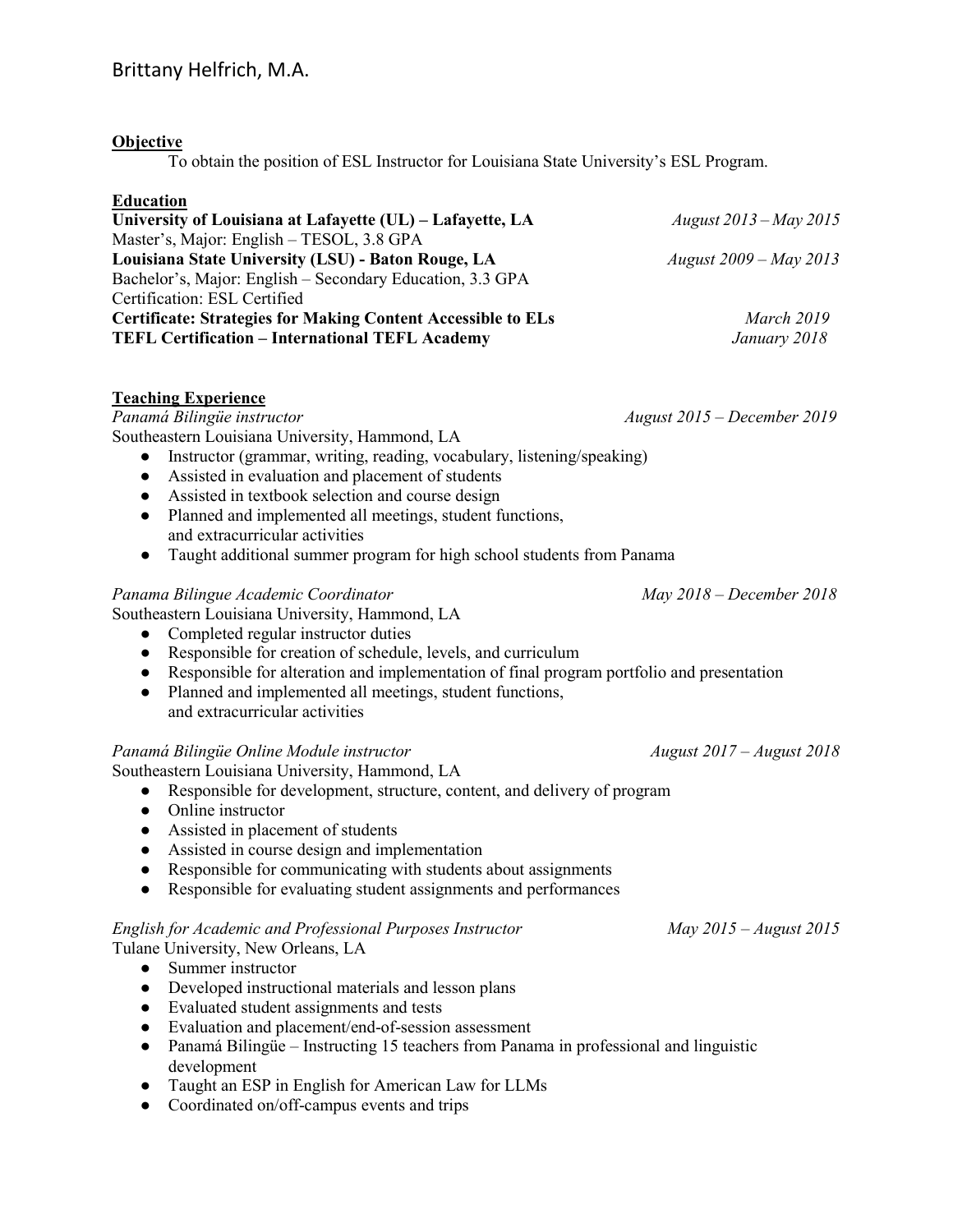# Brittany Helfrich, M.A.

## Objective

To obtain the position of ESL Instructor for Louisiana State University's ESL Program.

## Education

**University of Louisiana at Lafayette (UL) – Lafayette, LA** *August 2013 – May 2015*
Master's, Major: English – TESOL, 3.8 GPA

**Louisiana State University (LSU) - Baton Rouge, LA** *August 2009 – May 2013*
Bachelor's, Major: English – Secondary Education, 3.3 GPA
Certification: ESL Certified

**Certificate: Strategies for Making Content Accessible to ELs** *March 2019*

**TEFL Certification – International TEFL Academy** *January 2018*

## Teaching Experience

*Panamá Bilingüe instructor* *August 2015 – December 2019*
Southeastern Louisiana University, Hammond, LA

- Instructor (grammar, writing, reading, vocabulary, listening/speaking)
- Assisted in evaluation and placement of students
- Assisted in textbook selection and course design
- Planned and implemented all meetings, student functions, and extracurricular activities
- Taught additional summer program for high school students from Panama

*Panama Bilingue Academic Coordinator* *May 2018 – December 2018*
Southeastern Louisiana University, Hammond, LA

- Completed regular instructor duties
- Responsible for creation of schedule, levels, and curriculum
- Responsible for alteration and implementation of final program portfolio and presentation
- Planned and implemented all meetings, student functions, and extracurricular activities

*Panamá Bilingüe Online Module instructor* *August 2017 – August 2018*
Southeastern Louisiana University, Hammond, LA

- Responsible for development, structure, content, and delivery of program
- Online instructor
- Assisted in placement of students
- Assisted in course design and implementation
- Responsible for communicating with students about assignments
- Responsible for evaluating student assignments and performances

*English for Academic and Professional Purposes Instructor* *May 2015 – August 2015*
Tulane University, New Orleans, LA

- Summer instructor
- Developed instructional materials and lesson plans
- Evaluated student assignments and tests
- Evaluation and placement/end-of-session assessment
- Panamá Bilingüe – Instructing 15 teachers from Panama in professional and linguistic development
- Taught an ESP in English for American Law for LLMs
- Coordinated on/off-campus events and trips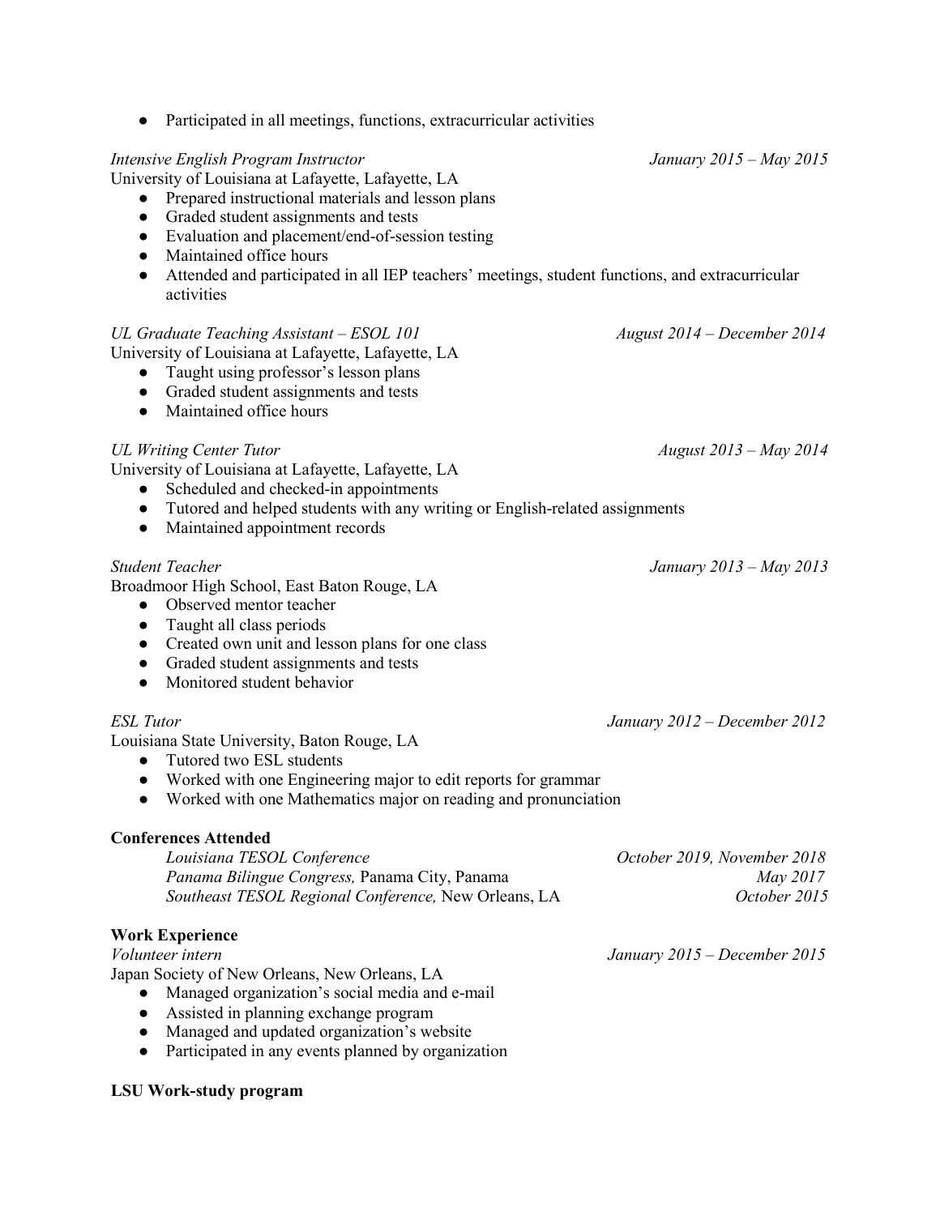- Participated in all meetings, functions, extracurricular activities

*Intensive English Program Instructor* — *January 2015 – May 2015*
University of Louisiana at Lafayette, Lafayette, LA

- Prepared instructional materials and lesson plans
- Graded student assignments and tests
- Evaluation and placement/end-of-session testing
- Maintained office hours
- Attended and participated in all IEP teachers' meetings, student functions, and extracurricular activities

*UL Graduate Teaching Assistant – ESOL 101* — *August 2014 – December 2014*
University of Louisiana at Lafayette, Lafayette, LA

- Taught using professor's lesson plans
- Graded student assignments and tests
- Maintained office hours

*UL Writing Center Tutor* — *August 2013 – May 2014*
University of Louisiana at Lafayette, Lafayette, LA

- Scheduled and checked-in appointments
- Tutored and helped students with any writing or English-related assignments
- Maintained appointment records

*Student Teacher* — *January 2013 – May 2013*
Broadmoor High School, East Baton Rouge, LA

- Observed mentor teacher
- Taught all class periods
- Created own unit and lesson plans for one class
- Graded student assignments and tests
- Monitored student behavior

*ESL Tutor* — *January 2012 – December 2012*
Louisiana State University, Baton Rouge, LA

- Tutored two ESL students
- Worked with one Engineering major to edit reports for grammar
- Worked with one Mathematics major on reading and pronunciation

**Conferences Attended**

*Louisiana TESOL Conference* — *October 2019, November 2018*
*Panama Bilingue Congress,* Panama City, Panama — *May 2017*
*Southeast TESOL Regional Conference,* New Orleans, LA — *October 2015*

**Work Experience**

*Volunteer intern* — *January 2015 – December 2015*
Japan Society of New Orleans, New Orleans, LA

- Managed organization's social media and e-mail
- Assisted in planning exchange program
- Managed and updated organization's website
- Participated in any events planned by organization

**LSU Work-study program**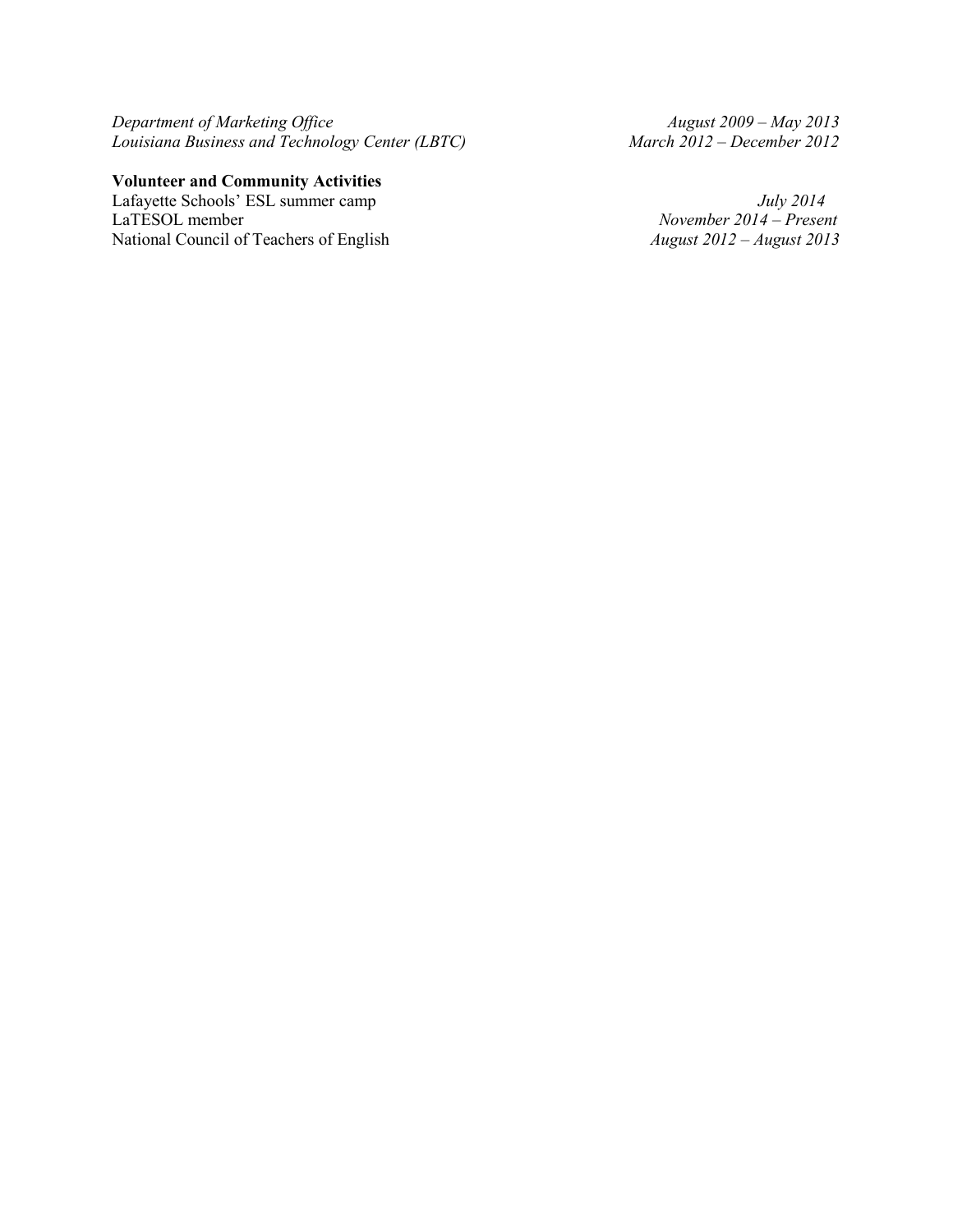*Department of Marketing Office* *August 2009 – May 2013*
*Louisiana Business and Technology Center (LBTC)* *March 2012 – December 2012*

**Volunteer and Community Activities**

Lafayette Schools' ESL summer camp *July 2014*
LaTESOL member *November 2014 – Present*
National Council of Teachers of English *August 2012 – August 2013*